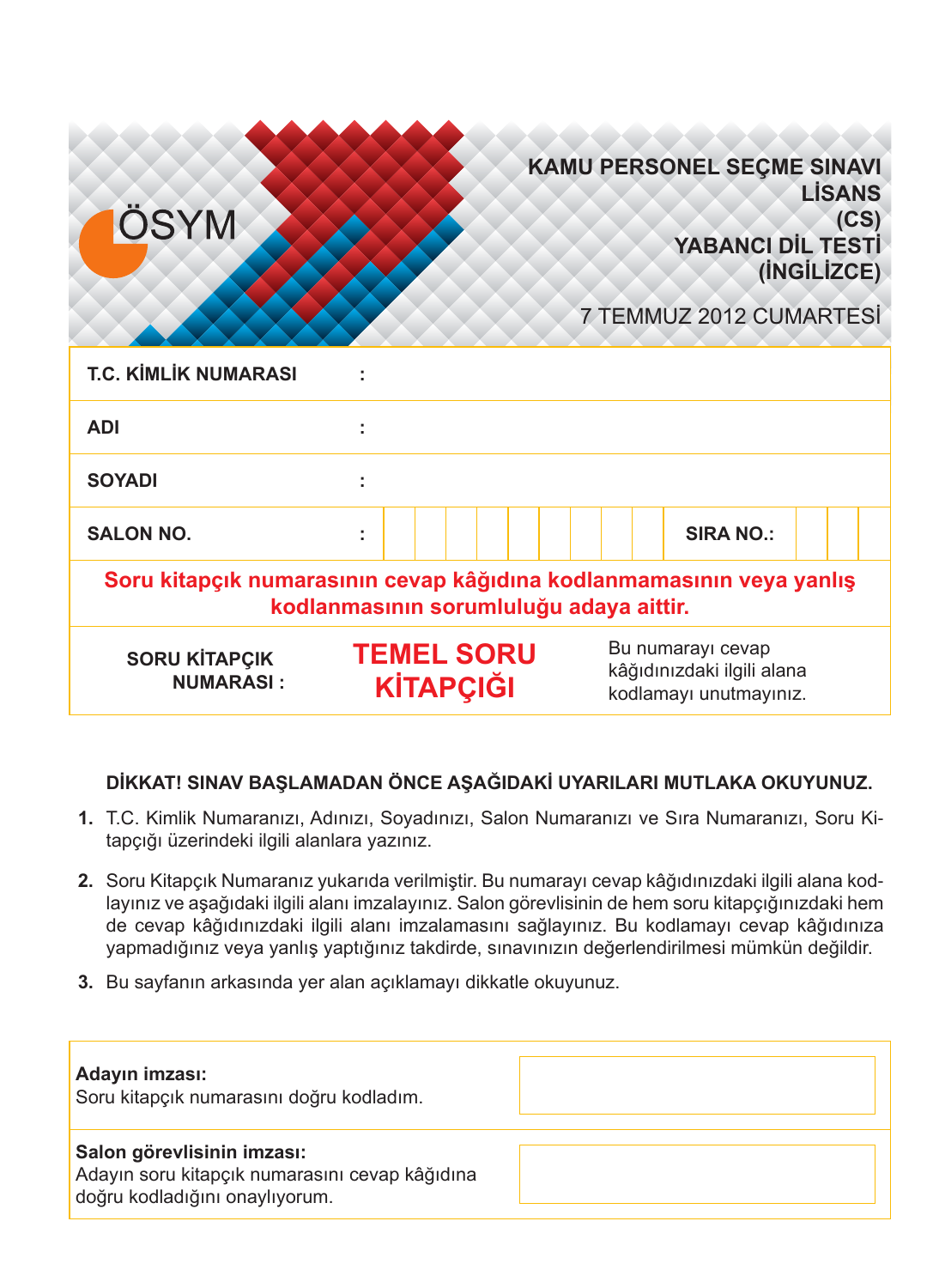ÖSYM

# KAMU PERSONEL SEÇME SINAVI
## LİSANS
## (CS)
## YABANCI DİL TESTİ
## (İNGİLİZCE)

7 TEMMUZ 2012 CUMARTESİ

| | |
|---|---|
| **T.C. KİMLİK NUMARASI** | : |
| **ADI** | : |
| **SOYADI** | : |
| **SALON NO.** | : **SIRA NO.:** |

**Soru kitapçık numarasının cevap kâğıdına kodlanmamasının veya yanlış kodlanmasının sorumluluğu adaya aittir.**

| | | |
|---|---|---|
| **SORU KİTAPÇIK NUMARASI :** | **TEMEL SORU KİTAPÇIĞI** | Bu numarayı cevap kâğıdınızdaki ilgili alana kodlamayı unutmayınız. |

**DİKKAT! SINAV BAŞLAMADAN ÖNCE AŞAĞIDAKİ UYARILARI MUTLAKA OKUYUNUZ.**

1. T.C. Kimlik Numaranızı, Adınızı, Soyadınızı, Salon Numaranızı ve Sıra Numaranızı, Soru Kitapçığı üzerindeki ilgili alanlara yazınız.
2. Soru Kitapçık Numaranız yukarıda verilmiştir. Bu numarayı cevap kâğıdınızdaki ilgili alana kodlayınız ve aşağıdaki ilgili alanı imzalayınız. Salon görevlisinin de hem soru kitapçığınızdaki hem de cevap kâğıdınızdaki ilgili alanı imzalamasını sağlayınız. Bu kodlamayı cevap kâğıdınıza yapmadığınız veya yanlış yaptığınız takdirde, sınavınızın değerlendirilmesi mümkün değildir.
3. Bu sayfanın arkasında yer alan açıklamayı dikkatle okuyunuz.

| | |
|---|---|
| **Adayın imzası:** Soru kitapçık numarasını doğru kodladım. | |
| **Salon görevlisinin imzası:** Adayın soru kitapçık numarasını cevap kâğıdına doğru kodladığını onaylıyorum. | |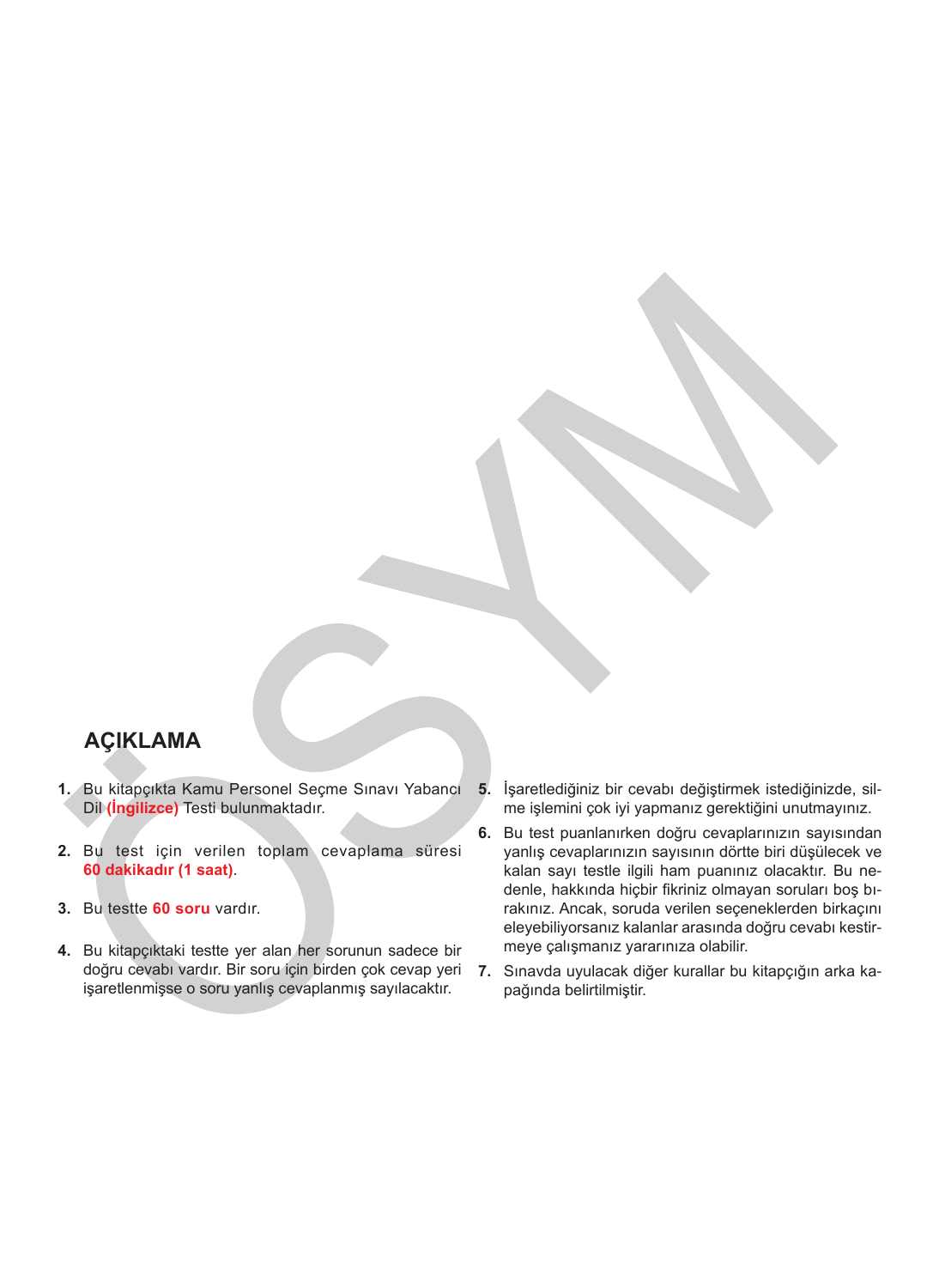## AÇIKLAMA

1. Bu kitapçıkta Kamu Personel Seçme Sınavı Yabancı Dil **(İngilizce)** Testi bulunmaktadır.

2. Bu test için verilen toplam cevaplama süresi **60 dakikadır (1 saat)**.

3. Bu testte **60 soru** vardır.

4. Bu kitapçıktaki testte yer alan her sorunun sadece bir doğru cevabı vardır. Bir soru için birden çok cevap yeri işaretlenmişse o soru yanlış cevaplanmış sayılacaktır.

5. İşaretlediğiniz bir cevabı değiştirmek istediğinizde, silme işlemini çok iyi yapmanız gerektiğini unutmayınız.

6. Bu test puanlanırken doğru cevaplarınızın sayısından yanlış cevaplarınızın sayısının dörtte biri düşülecek ve kalan sayı testle ilgili ham puanınız olacaktır. Bu nedenle, hakkında hiçbir fikriniz olmayan soruları boş bırakınız. Ancak, soruda verilen seçeneklerden birkaçını eleyebiliyorsanız kalanlar arasında doğru cevabı kestirmeye çalışmanız yararınıza olabilir.

7. Sınavda uyulacak diğer kurallar bu kitapçığın arka kapağında belirtilmiştir.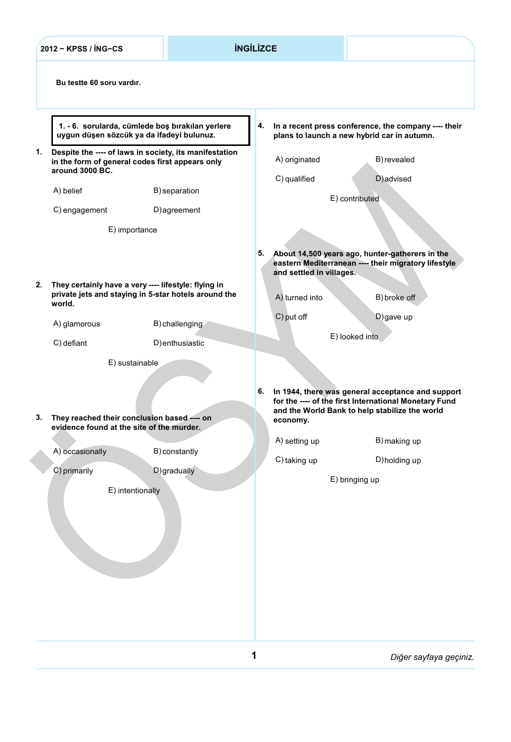**Bu testte 60 soru vardır.**

**1. - 6. sorularda, cümlede boş bırakılan yerlere uygun düşen sözcük ya da ifadeyi bulunuz.**

**1. Despite the ---- of laws in society, its manifestation in the form of general codes first appears only around 3000 BC.**

A) belief
B) separation
C) engagement
D) agreement
E) importance

**2. They certainly have a very ---- lifestyle: flying in private jets and staying in 5-star hotels around the world.**

A) glamorous
B) challenging
C) defiant
D) enthusiastic
E) sustainable

**3. They reached their conclusion based ---- on evidence found at the site of the murder.**

A) occasionally
B) constantly
C) primarily
D) gradually
E) intentionally

**4. In a recent press conference, the company ---- their plans to launch a new hybrid car in autumn.**

A) originated
B) revealed
C) qualified
D) advised
E) contributed

**5. About 14,500 years ago, hunter-gatherers in the eastern Mediterranean ---- their migratory lifestyle and settled in villages.**

A) turned into
B) broke off
C) put off
D) gave up
E) looked into

**6. In 1944, there was general acceptance and support for the ---- of the first International Monetary Fund and the World Bank to help stabilize the world economy.**

A) setting up
B) making up
C) taking up
D) holding up
E) bringing up

*Diğer sayfaya geçiniz.*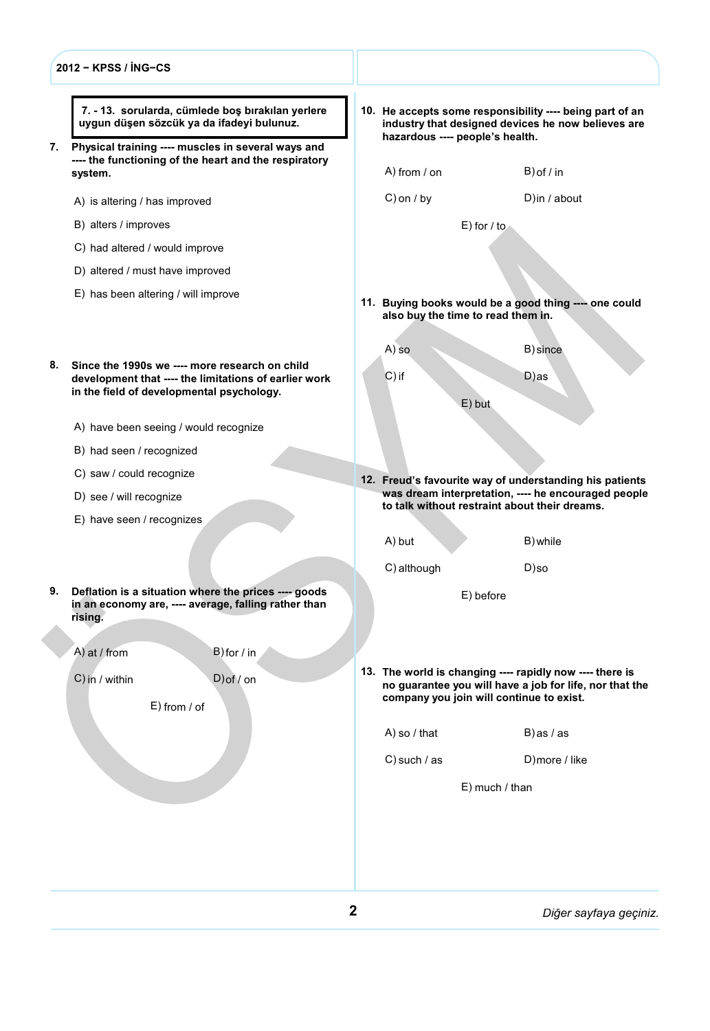**7. - 13. sorularda, cümlede boş bırakılan yerlere uygun düşen sözcük ya da ifadeyi bulunuz.**

**7. Physical training ---- muscles in several ways and ---- the functioning of the heart and the respiratory system.**

A) is altering / has improved

B) alters / improves

C) had altered / would improve

D) altered / must have improved

E) has been altering / will improve

**8. Since the 1990s we ---- more research on child development that ---- the limitations of earlier work in the field of developmental psychology.**

A) have been seeing / would recognize

B) had seen / recognized

C) saw / could recognize

D) see / will recognize

E) have seen / recognizes

**9. Deflation is a situation where the prices ---- goods in an economy are, ---- average, falling rather than rising.**

A) at / from

B) for / in

C) in / within

D) of / on

E) from / of

**10. He accepts some responsibility ---- being part of an industry that designed devices he now believes are hazardous ---- people's health.**

A) from / on

B) of / in

C) on / by

D) in / about

E) for / to

**11. Buying books would be a good thing ---- one could also buy the time to read them in.**

A) so

B) since

C) if

D) as

E) but

**12. Freud's favourite way of understanding his patients was dream interpretation, ---- he encouraged people to talk without restraint about their dreams.**

A) but

B) while

C) although

D) so

E) before

**13. The world is changing ---- rapidly now ---- there is no guarantee you will have a job for life, nor that the company you join will continue to exist.**

A) so / that

B) as / as

C) such / as

D) more / like

E) much / than

*Diğer sayfaya geçiniz.*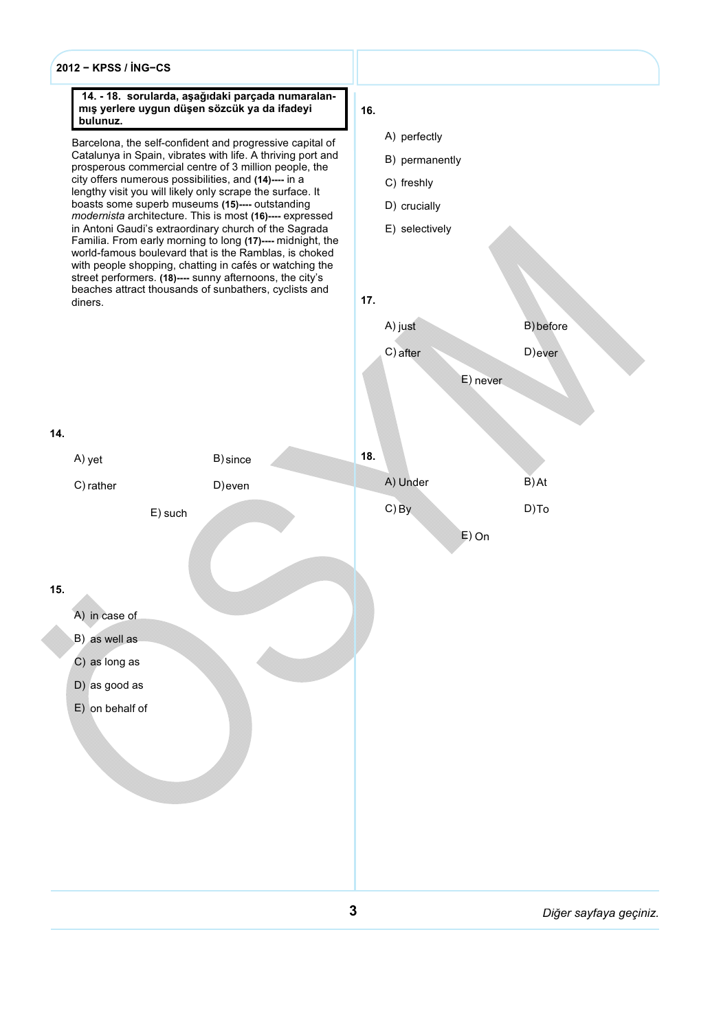**14. - 18. sorularda, aşağıdaki parçada numaralanmış yerlere uygun düşen sözcük ya da ifadeyi bulunuz.**

Barcelona, the self-confident and progressive capital of Catalunya in Spain, vibrates with life. A thriving port and prosperous commercial centre of 3 million people, the city offers numerous possibilities, and **(14)----** in a lengthy visit you will likely only scrape the surface. It boasts some superb museums **(15)----** outstanding *modernista* architecture. This is most **(16)----** expressed in Antoni Gaudí's extraordinary church of the Sagrada Familia. From early morning to long **(17)----** midnight, the world-famous boulevard that is the Ramblas, is choked with people shopping, chatting in cafés or watching the street performers. **(18)----** sunny afternoons, the city's beaches attract thousands of sunbathers, cyclists and diners.

**14.**

A) yet
B) since
C) rather
D) even
E) such

**15.**

A) in case of
B) as well as
C) as long as
D) as good as
E) on behalf of

**16.**

A) perfectly
B) permanently
C) freshly
D) crucially
E) selectively

**17.**

A) just
B) before
C) after
D) ever
E) never

**18.**

A) Under
B) At
C) By
D) To
E) On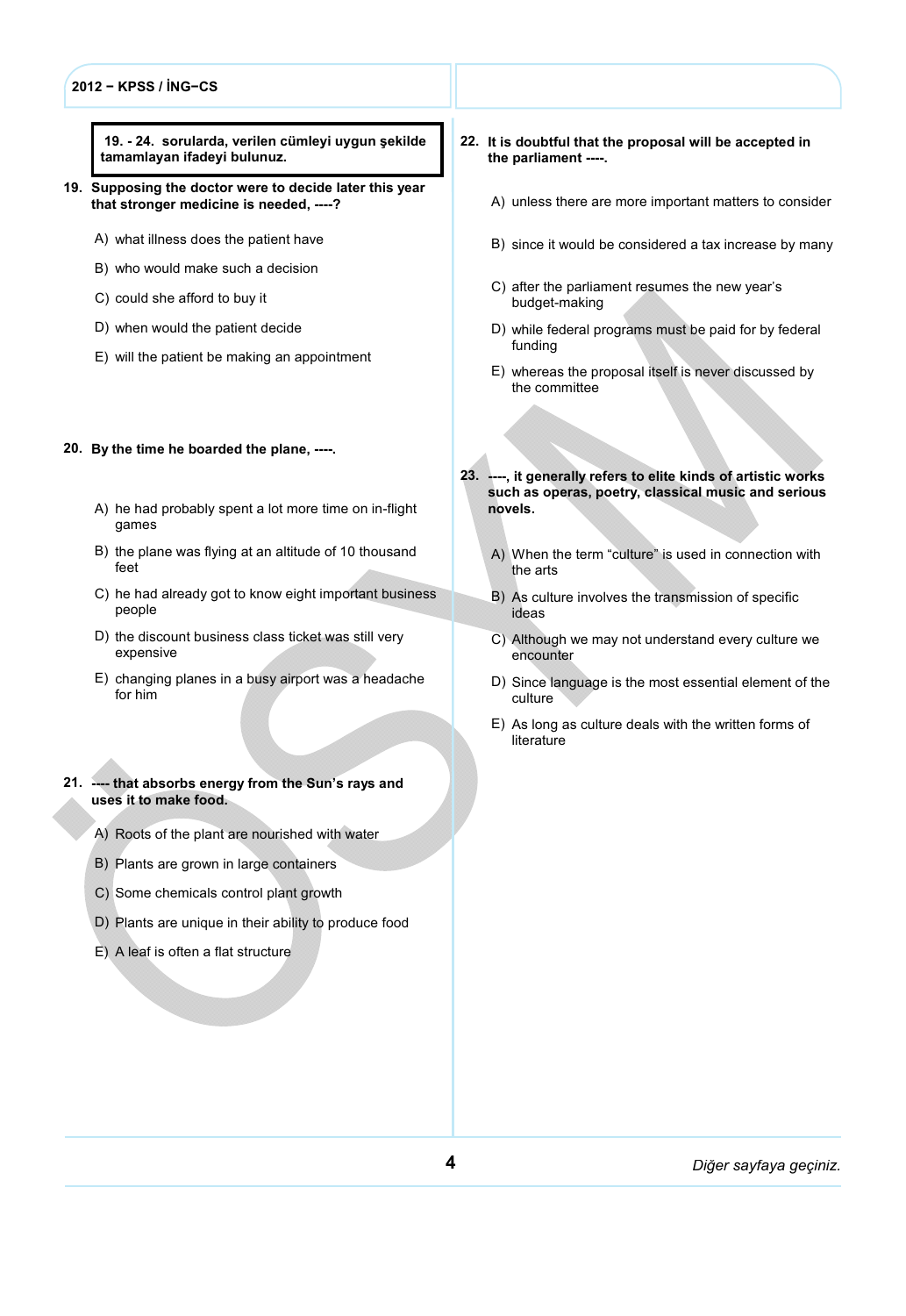**19. - 24. sorularda, verilen cümleyi uygun şekilde tamamlayan ifadeyi bulunuz.**

**19. Supposing the doctor were to decide later this year that stronger medicine is needed, ----?**

A) what illness does the patient have

B) who would make such a decision

C) could she afford to buy it

D) when would the patient decide

E) will the patient be making an appointment

**20. By the time he boarded the plane, ----.**

A) he had probably spent a lot more time on in-flight games

B) the plane was flying at an altitude of 10 thousand feet

C) he had already got to know eight important business people

D) the discount business class ticket was still very expensive

E) changing planes in a busy airport was a headache for him

**21. ---- that absorbs energy from the Sun's rays and uses it to make food.**

A) Roots of the plant are nourished with water

B) Plants are grown in large containers

C) Some chemicals control plant growth

D) Plants are unique in their ability to produce food

E) A leaf is often a flat structure

**22. It is doubtful that the proposal will be accepted in the parliament ----.**

A) unless there are more important matters to consider

B) since it would be considered a tax increase by many

C) after the parliament resumes the new year's budget-making

D) while federal programs must be paid for by federal funding

E) whereas the proposal itself is never discussed by the committee

**23. ----, it generally refers to elite kinds of artistic works such as operas, poetry, classical music and serious novels.**

A) When the term "culture" is used in connection with the arts

B) As culture involves the transmission of specific ideas

C) Although we may not understand every culture we encounter

D) Since language is the most essential element of the culture

E) As long as culture deals with the written forms of literature

*Diğer sayfaya geçiniz.*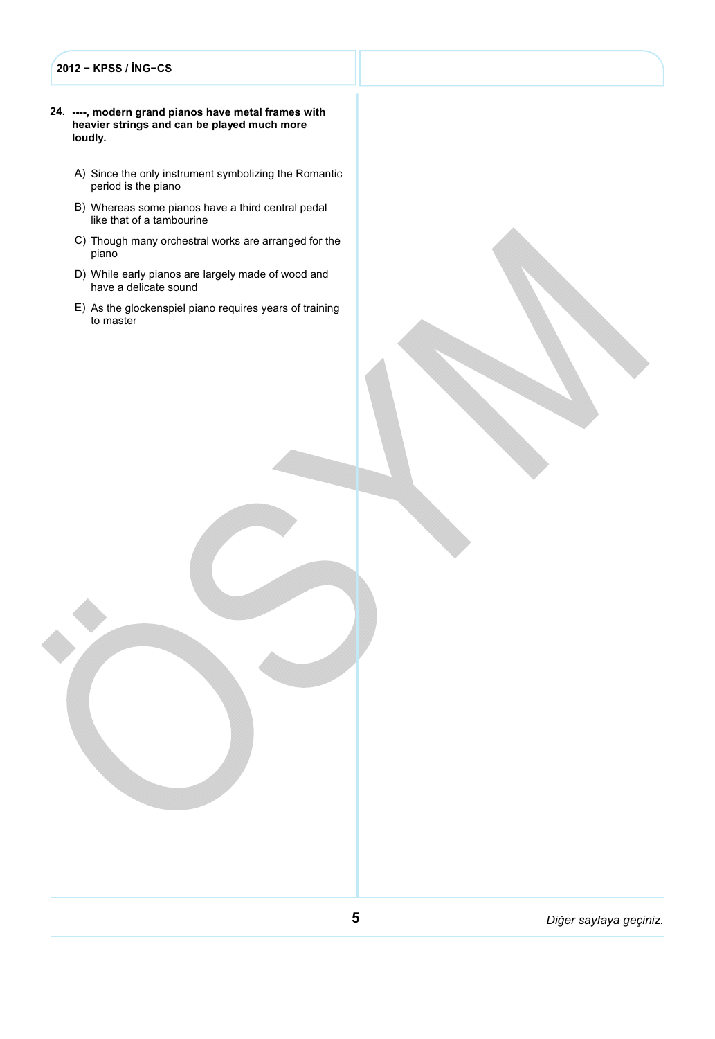24. **----, modern grand pianos have metal frames with heavier strings and can be played much more loudly.**

A) Since the only instrument symbolizing the Romantic period is the piano

B) Whereas some pianos have a third central pedal like that of a tambourine

C) Though many orchestral works are arranged for the piano

D) While early pianos are largely made of wood and have a delicate sound

E) As the glockenspiel piano requires years of training to master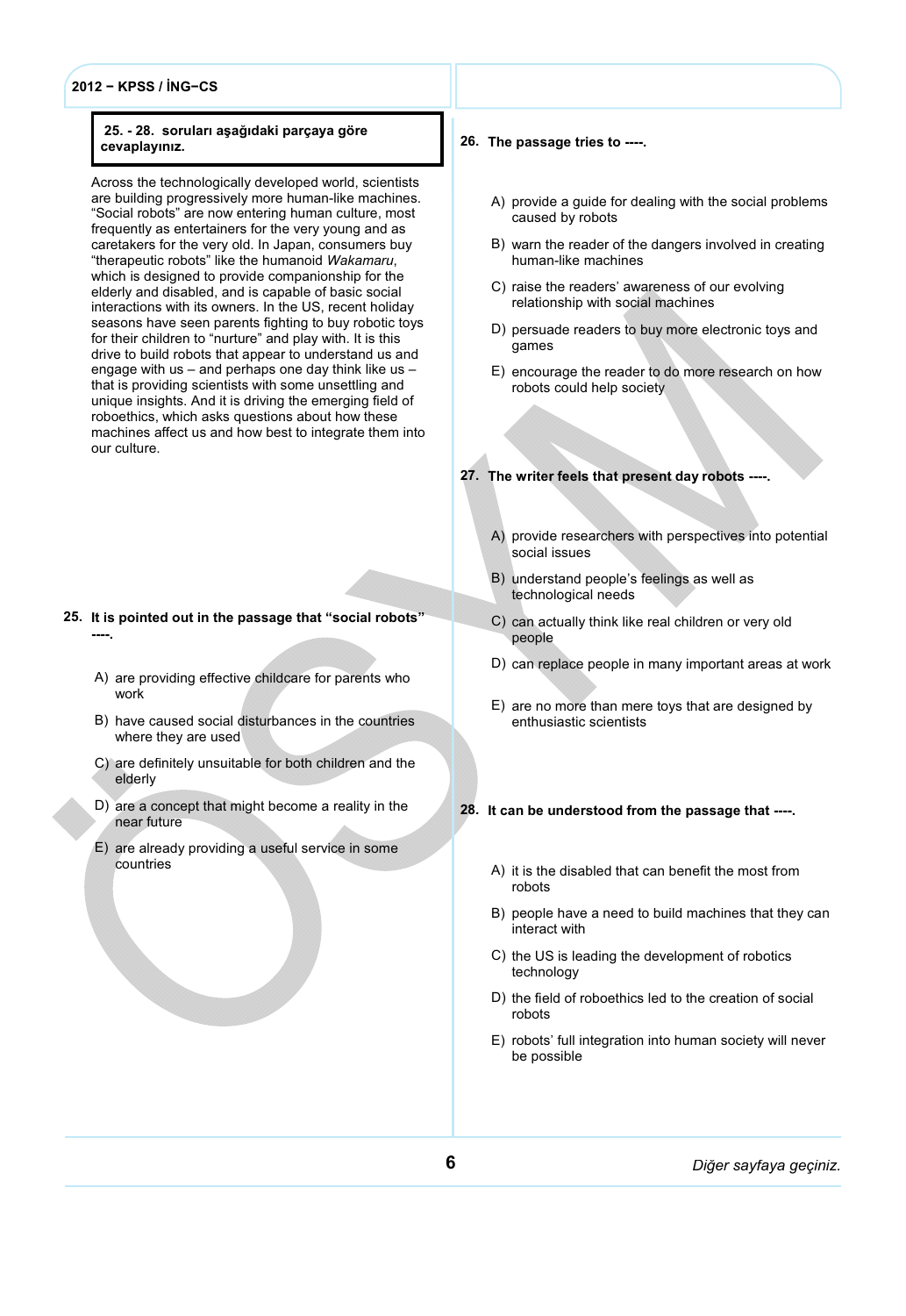**25. - 28. soruları aşağıdaki parçaya göre cevaplayınız.**

Across the technologically developed world, scientists are building progressively more human-like machines. "Social robots" are now entering human culture, most frequently as entertainers for the very young and as caretakers for the very old. In Japan, consumers buy "therapeutic robots" like the humanoid *Wakamaru*, which is designed to provide companionship for the elderly and disabled, and is capable of basic social interactions with its owners. In the US, recent holiday seasons have seen parents fighting to buy robotic toys for their children to "nurture" and play with. It is this drive to build robots that appear to understand us and engage with us – and perhaps one day think like us – that is providing scientists with some unsettling and unique insights. And it is driving the emerging field of roboethics, which asks questions about how these machines affect us and how best to integrate them into our culture.

**25. It is pointed out in the passage that "social robots" ----.**

A) are providing effective childcare for parents who work

B) have caused social disturbances in the countries where they are used

C) are definitely unsuitable for both children and the elderly

D) are a concept that might become a reality in the near future

E) are already providing a useful service in some countries

**26. The passage tries to ----.**

A) provide a guide for dealing with the social problems caused by robots

B) warn the reader of the dangers involved in creating human-like machines

C) raise the readers' awareness of our evolving relationship with social machines

D) persuade readers to buy more electronic toys and games

E) encourage the reader to do more research on how robots could help society

**27. The writer feels that present day robots ----.**

A) provide researchers with perspectives into potential social issues

B) understand people's feelings as well as technological needs

C) can actually think like real children or very old people

D) can replace people in many important areas at work

E) are no more than mere toys that are designed by enthusiastic scientists

**28. It can be understood from the passage that ----.**

A) it is the disabled that can benefit the most from robots

B) people have a need to build machines that they can interact with

C) the US is leading the development of robotics technology

D) the field of roboethics led to the creation of social robots

E) robots' full integration into human society will never be possible

*Diğer sayfaya geçiniz.*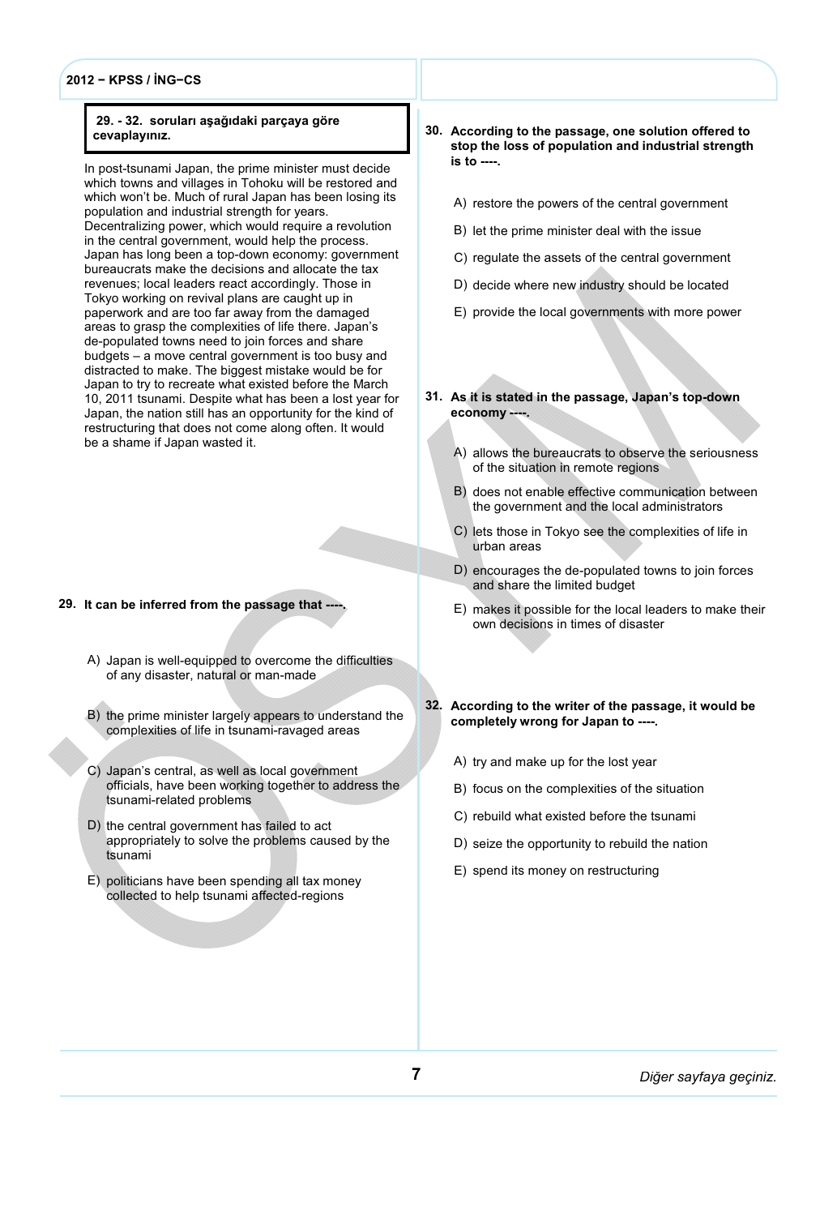**29. - 32. soruları aşağıdaki parçaya göre cevaplayınız.**

In post-tsunami Japan, the prime minister must decide which towns and villages in Tohoku will be restored and which won't be. Much of rural Japan has been losing its population and industrial strength for years. Decentralizing power, which would require a revolution in the central government, would help the process. Japan has long been a top-down economy: government bureaucrats make the decisions and allocate the tax revenues; local leaders react accordingly. Those in Tokyo working on revival plans are caught up in paperwork and are too far away from the damaged areas to grasp the complexities of life there. Japan's de-populated towns need to join forces and share budgets – a move central government is too busy and distracted to make. The biggest mistake would be for Japan to try to recreate what existed before the March 10, 2011 tsunami. Despite what has been a lost year for Japan, the nation still has an opportunity for the kind of restructuring that does not come along often. It would be a shame if Japan wasted it.

**29. It can be inferred from the passage that ----.**

A) Japan is well-equipped to overcome the difficulties of any disaster, natural or man-made

B) the prime minister largely appears to understand the complexities of life in tsunami-ravaged areas

C) Japan's central, as well as local government officials, have been working together to address the tsunami-related problems

D) the central government has failed to act appropriately to solve the problems caused by the tsunami

E) politicians have been spending all tax money collected to help tsunami affected-regions

**30. According to the passage, one solution offered to stop the loss of population and industrial strength is to ----.**

A) restore the powers of the central government

B) let the prime minister deal with the issue

C) regulate the assets of the central government

D) decide where new industry should be located

E) provide the local governments with more power

**31. As it is stated in the passage, Japan's top-down economy ----.**

A) allows the bureaucrats to observe the seriousness of the situation in remote regions

B) does not enable effective communication between the government and the local administrators

C) lets those in Tokyo see the complexities of life in urban areas

D) encourages the de-populated towns to join forces and share the limited budget

E) makes it possible for the local leaders to make their own decisions in times of disaster

**32. According to the writer of the passage, it would be completely wrong for Japan to ----.**

A) try and make up for the lost year

B) focus on the complexities of the situation

C) rebuild what existed before the tsunami

D) seize the opportunity to rebuild the nation

E) spend its money on restructuring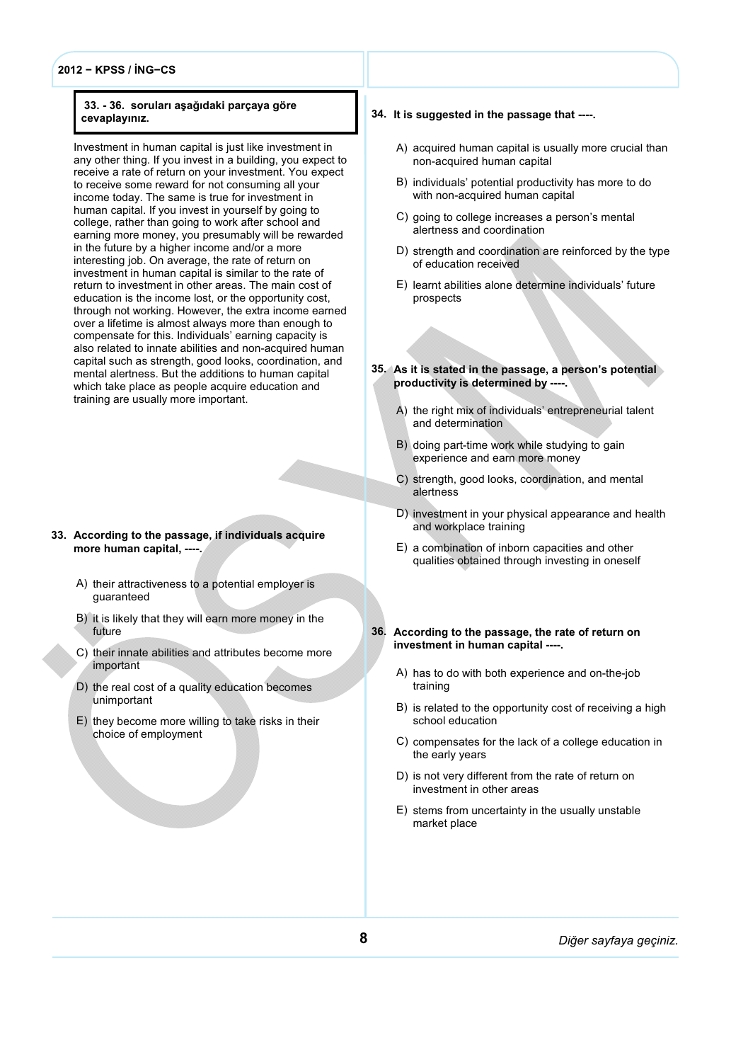**33. - 36. soruları aşağıdaki parçaya göre cevaplayınız.**

Investment in human capital is just like investment in any other thing. If you invest in a building, you expect to receive a rate of return on your investment. You expect to receive some reward for not consuming all your income today. The same is true for investment in human capital. If you invest in yourself by going to college, rather than going to work after school and earning more money, you presumably will be rewarded in the future by a higher income and/or a more interesting job. On average, the rate of return on investment in human capital is similar to the rate of return to investment in other areas. The main cost of education is the income lost, or the opportunity cost, through not working. However, the extra income earned over a lifetime is almost always more than enough to compensate for this. Individuals' earning capacity is also related to innate abilities and non-acquired human capital such as strength, good looks, coordination, and mental alertness. But the additions to human capital which take place as people acquire education and training are usually more important.

**33. According to the passage, if individuals acquire more human capital, ----.**

A) their attractiveness to a potential employer is guaranteed

B) it is likely that they will earn more money in the future

C) their innate abilities and attributes become more important

D) the real cost of a quality education becomes unimportant

E) they become more willing to take risks in their choice of employment

**34. It is suggested in the passage that ----.**

A) acquired human capital is usually more crucial than non-acquired human capital

B) individuals' potential productivity has more to do with non-acquired human capital

C) going to college increases a person's mental alertness and coordination

D) strength and coordination are reinforced by the type of education received

E) learnt abilities alone determine individuals' future prospects

**35. As it is stated in the passage, a person's potential productivity is determined by ----.**

A) the right mix of individuals' entrepreneurial talent and determination

B) doing part-time work while studying to gain experience and earn more money

C) strength, good looks, coordination, and mental alertness

D) investment in your physical appearance and health and workplace training

E) a combination of inborn capacities and other qualities obtained through investing in oneself

**36. According to the passage, the rate of return on investment in human capital ----.**

A) has to do with both experience and on-the-job training

B) is related to the opportunity cost of receiving a high school education

C) compensates for the lack of a college education in the early years

D) is not very different from the rate of return on investment in other areas

E) stems from uncertainty in the usually unstable market place

*Diğer sayfaya geçiniz.*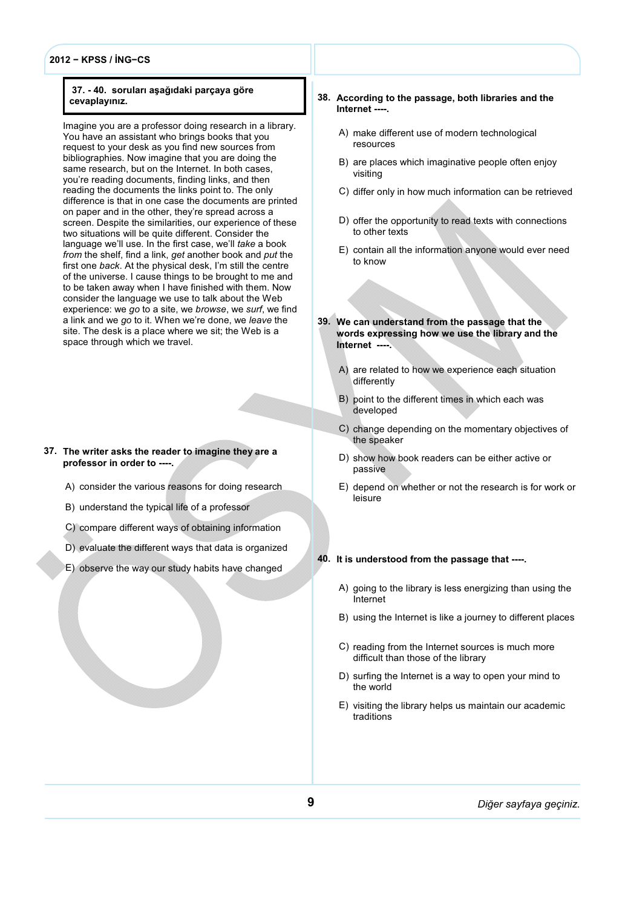**37. - 40. soruları aşağıdaki parçaya göre cevaplayınız.**

Imagine you are a professor doing research in a library. You have an assistant who brings books that you request to your desk as you find new sources from bibliographies. Now imagine that you are doing the same research, but on the Internet. In both cases, you're reading documents, finding links, and then reading the documents the links point to. The only difference is that in one case the documents are printed on paper and in the other, they're spread across a screen. Despite the similarities, our experience of these two situations will be quite different. Consider the language we'll use. In the first case, we'll *take* a book *from* the shelf, find a link, *get* another book and *put* the first one *back*. At the physical desk, I'm still the centre of the universe. I cause things to be brought to me and to be taken away when I have finished with them. Now consider the language we use to talk about the Web experience: we *go* to a site, we *browse*, we *surf*, we find a link and we *go* to it. When we're done, we *leave* the site. The desk is a place where we sit; the Web is a space through which we travel.

**37. The writer asks the reader to imagine they are a professor in order to ----.**

A) consider the various reasons for doing research

B) understand the typical life of a professor

C) compare different ways of obtaining information

D) evaluate the different ways that data is organized

E) observe the way our study habits have changed

**38. According to the passage, both libraries and the Internet ----.**

A) make different use of modern technological resources

B) are places which imaginative people often enjoy visiting

C) differ only in how much information can be retrieved

D) offer the opportunity to read texts with connections to other texts

E) contain all the information anyone would ever need to know

**39. We can understand from the passage that the words expressing how we use the library and the Internet ----.**

A) are related to how we experience each situation differently

B) point to the different times in which each was developed

C) change depending on the momentary objectives of the speaker

D) show how book readers can be either active or passive

E) depend on whether or not the research is for work or leisure

**40. It is understood from the passage that ----.**

A) going to the library is less energizing than using the Internet

B) using the Internet is like a journey to different places

C) reading from the Internet sources is much more difficult than those of the library

D) surfing the Internet is a way to open your mind to the world

E) visiting the library helps us maintain our academic traditions

*Diğer sayfaya geçiniz.*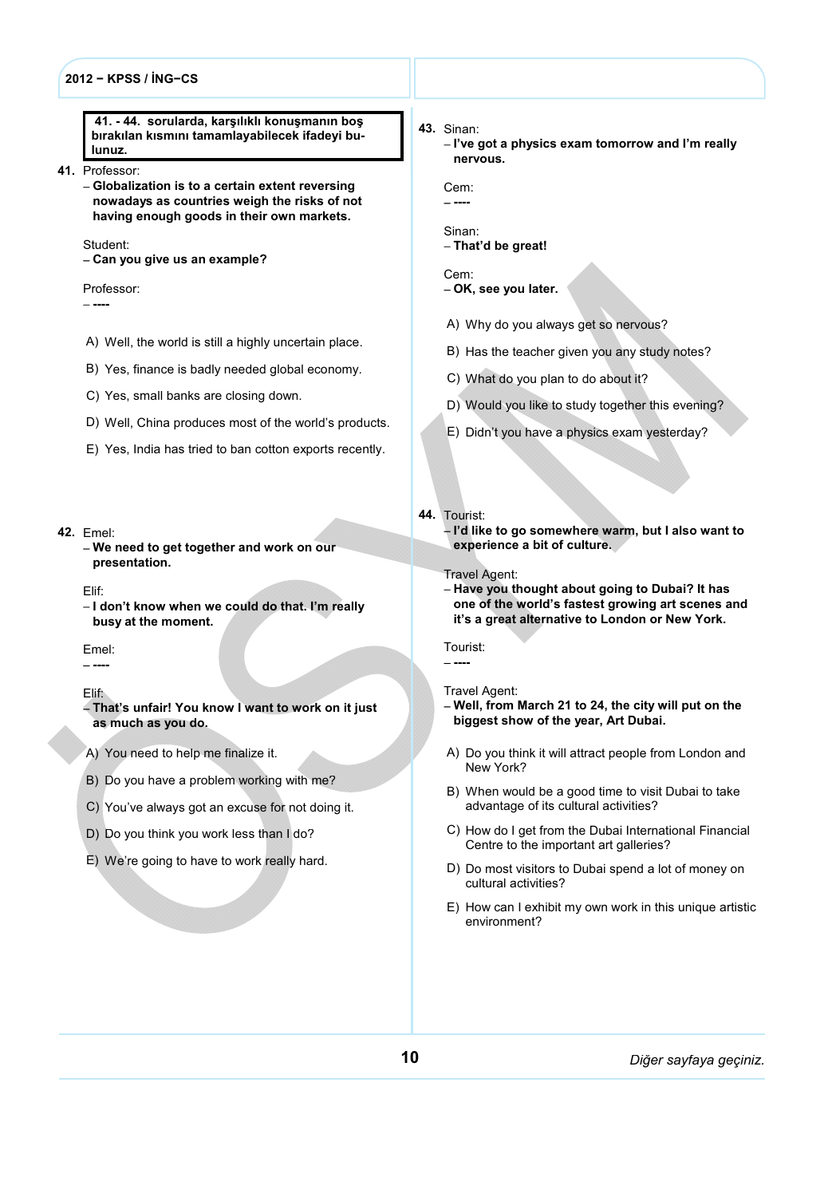**41. - 44. sorularda, karşılıklı konuşmanın boş bırakılan kısmını tamamlayabilecek ifadeyi bulunuz.**

**41.** Professor:
– **Globalization is to a certain extent reversing nowadays as countries weigh the risks of not having enough goods in their own markets.**

Student:
– **Can you give us an example?**

Professor:
– **----**

A) Well, the world is still a highly uncertain place.

B) Yes, finance is badly needed global economy.

C) Yes, small banks are closing down.

D) Well, China produces most of the world's products.

E) Yes, India has tried to ban cotton exports recently.

**42.** Emel:
– **We need to get together and work on our presentation.**

Elif:
– **I don't know when we could do that. I'm really busy at the moment.**

Emel:
– **----**

Elif:
– **That's unfair! You know I want to work on it just as much as you do.**

A) You need to help me finalize it.

B) Do you have a problem working with me?

C) You've always got an excuse for not doing it.

D) Do you think you work less than I do?

E) We're going to have to work really hard.

**43.** Sinan:
– **I've got a physics exam tomorrow and I'm really nervous.**

Cem:
– **----**

Sinan:
– **That'd be great!**

Cem:
– **OK, see you later.**

A) Why do you always get so nervous?

B) Has the teacher given you any study notes?

C) What do you plan to do about it?

D) Would you like to study together this evening?

E) Didn't you have a physics exam yesterday?

**44.** Tourist:
– **I'd like to go somewhere warm, but I also want to experience a bit of culture.**

Travel Agent:
– **Have you thought about going to Dubai? It has one of the world's fastest growing art scenes and it's a great alternative to London or New York.**

Tourist:
– **----**

Travel Agent:
– **Well, from March 21 to 24, the city will put on the biggest show of the year, Art Dubai.**

A) Do you think it will attract people from London and New York?

B) When would be a good time to visit Dubai to take advantage of its cultural activities?

C) How do I get from the Dubai International Financial Centre to the important art galleries?

D) Do most visitors to Dubai spend a lot of money on cultural activities?

E) How can I exhibit my own work in this unique artistic environment?

*Diğer sayfaya geçiniz.*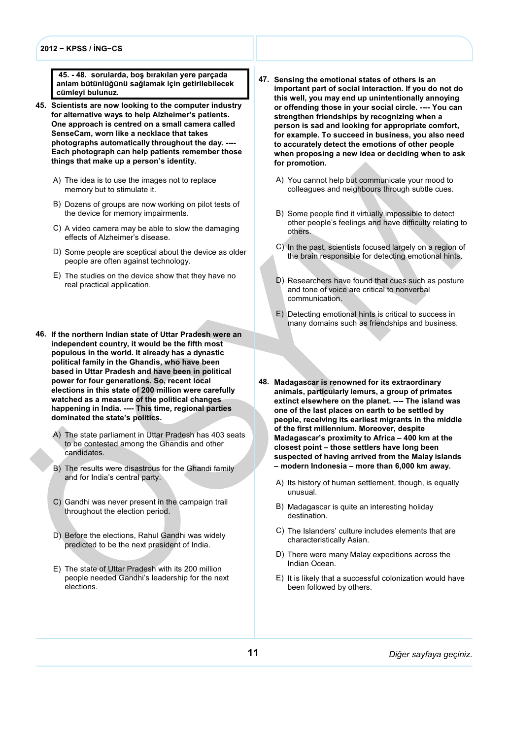**45. - 48. sorularda, boş bırakılan yere parçada anlam bütünlüğünü sağlamak için getirilebilecek cümleyi bulunuz.**

**45. Scientists are now looking to the computer industry for alternative ways to help Alzheimer's patients. One approach is centred on a small camera called SenseCam, worn like a necklace that takes photographs automatically throughout the day. ---- Each photograph can help patients remember those things that make up a person's identity.**

A) The idea is to use the images not to replace memory but to stimulate it.

B) Dozens of groups are now working on pilot tests of the device for memory impairments.

C) A video camera may be able to slow the damaging effects of Alzheimer's disease.

D) Some people are sceptical about the device as older people are often against technology.

E) The studies on the device show that they have no real practical application.

**46. If the northern Indian state of Uttar Pradesh were an independent country, it would be the fifth most populous in the world. It already has a dynastic political family in the Ghandis, who have been based in Uttar Pradesh and have been in political power for four generations. So, recent local elections in this state of 200 million were carefully watched as a measure of the political changes happening in India. ---- This time, regional parties dominated the state's politics.**

A) The state parliament in Uttar Pradesh has 403 seats to be contested among the Ghandis and other candidates.

B) The results were disastrous for the Ghandi family and for India's central party.

C) Gandhi was never present in the campaign trail throughout the election period.

D) Before the elections, Rahul Gandhi was widely predicted to be the next president of India.

E) The state of Uttar Pradesh with its 200 million people needed Gandhi's leadership for the next elections.

**47. Sensing the emotional states of others is an important part of social interaction. If you do not do this well, you may end up unintentionally annoying or offending those in your social circle. ---- You can strengthen friendships by recognizing when a person is sad and looking for appropriate comfort, for example. To succeed in business, you also need to accurately detect the emotions of other people when proposing a new idea or deciding when to ask for promotion.**

A) You cannot help but communicate your mood to colleagues and neighbours through subtle cues.

B) Some people find it virtually impossible to detect other people's feelings and have difficulty relating to others.

C) In the past, scientists focused largely on a region of the brain responsible for detecting emotional hints.

D) Researchers have found that cues such as posture and tone of voice are critical to nonverbal communication.

E) Detecting emotional hints is critical to success in many domains such as friendships and business.

**48. Madagascar is renowned for its extraordinary animals, particularly lemurs, a group of primates extinct elsewhere on the planet. ---- The island was one of the last places on earth to be settled by people, receiving its earliest migrants in the middle of the first millennium. Moreover, despite Madagascar's proximity to Africa – 400 km at the closest point – those settlers have long been suspected of having arrived from the Malay islands – modern Indonesia – more than 6,000 km away.**

A) Its history of human settlement, though, is equally unusual.

B) Madagascar is quite an interesting holiday destination.

C) The Islanders' culture includes elements that are characteristically Asian.

D) There were many Malay expeditions across the Indian Ocean.

E) It is likely that a successful colonization would have been followed by others.

*Diğer sayfaya geçiniz.*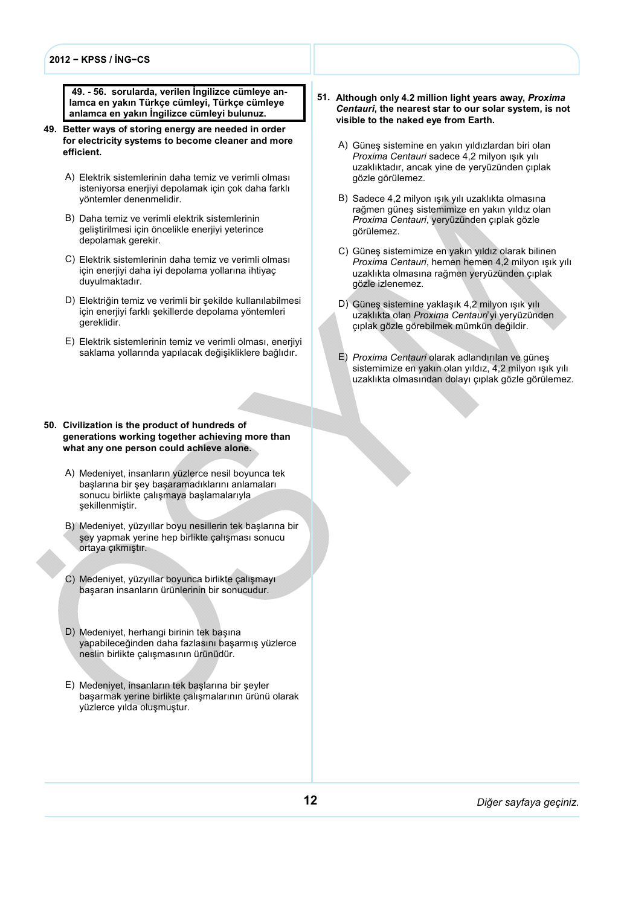**49. - 56. sorularda, verilen İngilizce cümleye anlamca en yakın Türkçe cümleyi, Türkçe cümleye anlamca en yakın İngilizce cümleyi bulunuz.**

**49. Better ways of storing energy are needed in order for electricity systems to become cleaner and more efficient.**

A) Elektrik sistemlerinin daha temiz ve verimli olması isteniyorsa enerjiyi depolamak için çok daha farklı yöntemler denenmelidir.

B) Daha temiz ve verimli elektrik sistemlerinin geliştirilmesi için öncelikle enerjiyi yeterince depolamak gerekir.

C) Elektrik sistemlerinin daha temiz ve verimli olması için enerjiyi daha iyi depolama yollarına ihtiyaç duyulmaktadır.

D) Elektriğin temiz ve verimli bir şekilde kullanılabilmesi için enerjiyi farklı şekillerde depolama yöntemleri gereklidir.

E) Elektrik sistemlerinin temiz ve verimli olması, enerjiyi saklama yollarında yapılacak değişikliklere bağlıdır.

**50. Civilization is the product of hundreds of generations working together achieving more than what any one person could achieve alone.**

A) Medeniyet, insanların yüzlerce nesil boyunca tek başlarına bir şey başaramadıklarını anlamaları sonucu birlikte çalışmaya başlamalarıyla şekillenmiştir.

B) Medeniyet, yüzyıllar boyu nesillerin tek başlarına bir şey yapmak yerine hep birlikte çalışması sonucu ortaya çıkmıştır.

C) Medeniyet, yüzyıllar boyunca birlikte çalışmayı başaran insanların ürünlerinin bir sonucudur.

D) Medeniyet, herhangi birinin tek başına yapabileceğinden daha fazlasını başarmış yüzlerce neslin birlikte çalışmasının ürünüdür.

E) Medeniyet, insanların tek başlarına bir şeyler başarmak yerine birlikte çalışmalarının ürünü olarak yüzlerce yılda oluşmuştur.

**51. Although only 4.2 million light years away, *Proxima Centauri*, the nearest star to our solar system, is not visible to the naked eye from Earth.**

A) Güneş sistemine en yakın yıldızlardan biri olan *Proxima Centauri* sadece 4,2 milyon ışık yılı uzaklıktadır, ancak yine de yeryüzünden çıplak gözle görülemez.

B) Sadece 4,2 milyon ışık yılı uzaklıkta olmasına rağmen güneş sistemimize en yakın yıldız olan *Proxima Centauri*, yeryüzünden çıplak gözle görülemez.

C) Güneş sistemimize en yakın yıldız olarak bilinen *Proxima Centauri*, hemen hemen 4,2 milyon ışık yılı uzaklıkta olmasına rağmen yeryüzünden çıplak gözle izlenemez.

D) Güneş sistemine yaklaşık 4,2 milyon ışık yılı uzaklıkta olan *Proxima Centauri*'yi yeryüzünden çıplak gözle görebilmek mümkün değildir.

E) *Proxima Centauri* olarak adlandırılan ve güneş sistemimize en yakın olan yıldız, 4,2 milyon ışık yılı uzaklıkta olmasından dolayı çıplak gözle görülemez.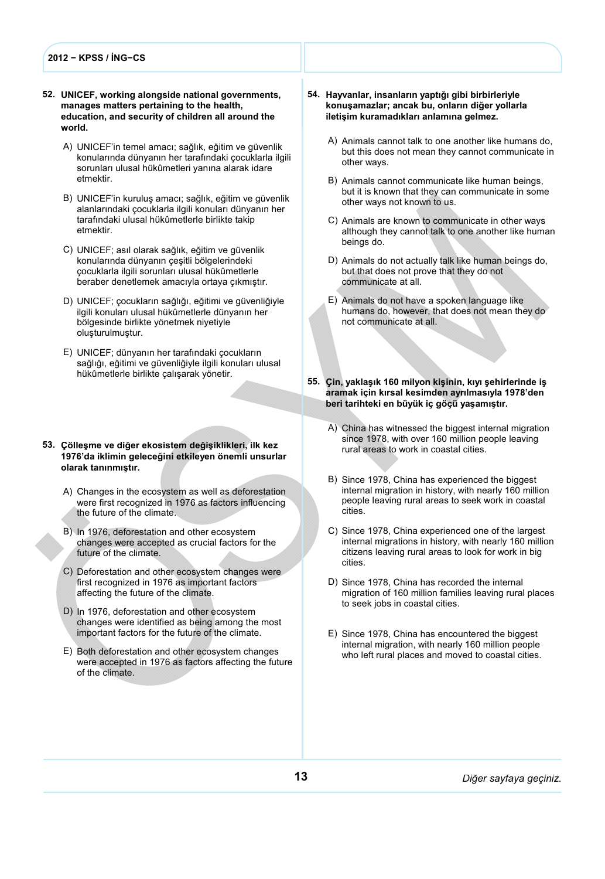**52. UNICEF, working alongside national governments, manages matters pertaining to the health, education, and security of children all around the world.**

A) UNICEF'in temel amacı; sağlık, eğitim ve güvenlik konularında dünyanın her tarafındaki çocuklarla ilgili sorunları ulusal hükûmetleri yanına alarak idare etmektir.

B) UNICEF'in kuruluş amacı; sağlık, eğitim ve güvenlik alanlarındaki çocuklarla ilgili konuları dünyanın her tarafındaki ulusal hükûmetlerle birlikte takip etmektir.

C) UNICEF; asıl olarak sağlık, eğitim ve güvenlik konularında dünyanın çeşitli bölgelerindeki çocuklarla ilgili sorunları ulusal hükûmetlerle beraber denetlemek amacıyla ortaya çıkmıştır.

D) UNICEF; çocukların sağlığı, eğitimi ve güvenliğiyle ilgili konuları ulusal hükûmetlerle dünyanın her bölgesinde birlikte yönetmek niyetiyle oluşturulmuştur.

E) UNICEF; dünyanın her tarafındaki çocukların sağlığı, eğitimi ve güvenliğiyle ilgili konuları ulusal hükûmetlerle birlikte çalışarak yönetir.

**53. Çölleşme ve diğer ekosistem değişiklikleri, ilk kez 1976'da iklimin geleceğini etkileyen önemli unsurlar olarak tanınmıştır.**

A) Changes in the ecosystem as well as deforestation were first recognized in 1976 as factors influencing the future of the climate.

B) In 1976, deforestation and other ecosystem changes were accepted as crucial factors for the future of the climate.

C) Deforestation and other ecosystem changes were first recognized in 1976 as important factors affecting the future of the climate.

D) In 1976, deforestation and other ecosystem changes were identified as being among the most important factors for the future of the climate.

E) Both deforestation and other ecosystem changes were accepted in 1976 as factors affecting the future of the climate.

**54. Hayvanlar, insanların yaptığı gibi birbirleriyle konuşamazlar; ancak bu, onların diğer yollarla iletişim kuramadıkları anlamına gelmez.**

A) Animals cannot talk to one another like humans do, but this does not mean they cannot communicate in other ways.

B) Animals cannot communicate like human beings, but it is known that they can communicate in some other ways not known to us.

C) Animals are known to communicate in other ways although they cannot talk to one another like human beings do.

D) Animals do not actually talk like human beings do, but that does not prove that they do not communicate at all.

E) Animals do not have a spoken language like humans do, however, that does not mean they do not communicate at all.

**55. Çin, yaklaşık 160 milyon kişinin, kıyı şehirlerinde iş aramak için kırsal kesimden ayrılmasıyla 1978'den beri tarihteki en büyük iç göçü yaşamıştır.**

A) China has witnessed the biggest internal migration since 1978, with over 160 million people leaving rural areas to work in coastal cities.

B) Since 1978, China has experienced the biggest internal migration in history, with nearly 160 million people leaving rural areas to seek work in coastal cities.

C) Since 1978, China experienced one of the largest internal migrations in history, with nearly 160 million citizens leaving rural areas to look for work in big cities.

D) Since 1978, China has recorded the internal migration of 160 million families leaving rural places to seek jobs in coastal cities.

E) Since 1978, China has encountered the biggest internal migration, with nearly 160 million people who left rural places and moved to coastal cities.

*Diğer sayfaya geçiniz.*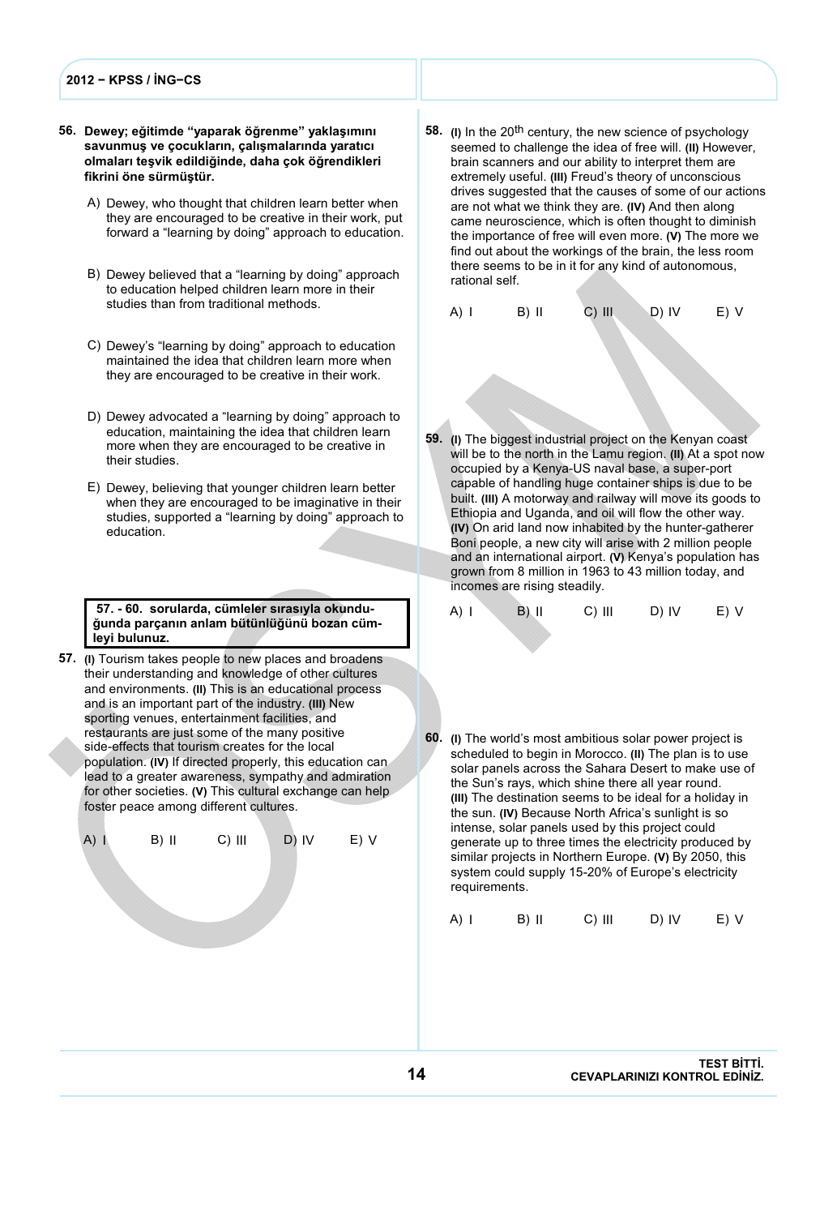**56. Dewey; eğitimde "yaparak öğrenme" yaklaşımını savunmuş ve çocukların, çalışmalarında yaratıcı olmaları teşvik edildiğinde, daha çok öğrendikleri fikrini öne sürmüştür.**

A) Dewey, who thought that children learn better when they are encouraged to be creative in their work, put forward a "learning by doing" approach to education.

B) Dewey believed that a "learning by doing" approach to education helped children learn more in their studies than from traditional methods.

C) Dewey's "learning by doing" approach to education maintained the idea that children learn more when they are encouraged to be creative in their work.

D) Dewey advocated a "learning by doing" approach to education, maintaining the idea that children learn more when they are encouraged to be creative in their studies.

E) Dewey, believing that younger children learn better when they are encouraged to be imaginative in their studies, supported a "learning by doing" approach to education.

**57. - 60. sorularda, cümleler sırasıyla okunduğunda parçanın anlam bütünlüğünü bozan cümleyi bulunuz.**

**57.** **(I)** Tourism takes people to new places and broadens their understanding and knowledge of other cultures and environments. **(II)** This is an educational process and is an important part of the industry. **(III)** New sporting venues, entertainment facilities, and restaurants are just some of the many positive side-effects that tourism creates for the local population. **(IV)** If directed properly, this education can lead to a greater awareness, sympathy and admiration for other societies. **(V)** This cultural exchange can help foster peace among different cultures.

A) I B) II C) III D) IV E) V

**58.** **(I)** In the 20th century, the new science of psychology seemed to challenge the idea of free will. **(II)** However, brain scanners and our ability to interpret them are extremely useful. **(III)** Freud's theory of unconscious drives suggested that the causes of some of our actions are not what we think they are. **(IV)** And then along came neuroscience, which is often thought to diminish the importance of free will even more. **(V)** The more we find out about the workings of the brain, the less room there seems to be in it for any kind of autonomous, rational self.

A) I B) II C) III D) IV E) V

**59.** **(I)** The biggest industrial project on the Kenyan coast will be to the north in the Lamu region. **(II)** At a spot now occupied by a Kenya-US naval base, a super-port capable of handling huge container ships is due to be built. **(III)** A motorway and railway will move its goods to Ethiopia and Uganda, and oil will flow the other way. **(IV)** On arid land now inhabited by the hunter-gatherer Boni people, a new city will arise with 2 million people and an international airport. **(V)** Kenya's population has grown from 8 million in 1963 to 43 million today, and incomes are rising steadily.

A) I B) II C) III D) IV E) V

**60.** **(I)** The world's most ambitious solar power project is scheduled to begin in Morocco. **(II)** The plan is to use solar panels across the Sahara Desert to make use of the Sun's rays, which shine there all year round. **(III)** The destination seems to be ideal for a holiday in the sun. **(IV)** Because North Africa's sunlight is so intense, solar panels used by this project could generate up to three times the electricity produced by similar projects in Northern Europe. **(V)** By 2050, this system could supply 15-20% of Europe's electricity requirements.

A) I B) II C) III D) IV E) V

**TEST BİTTİ.**
**CEVAPLARINIZI KONTROL EDİNİZ.**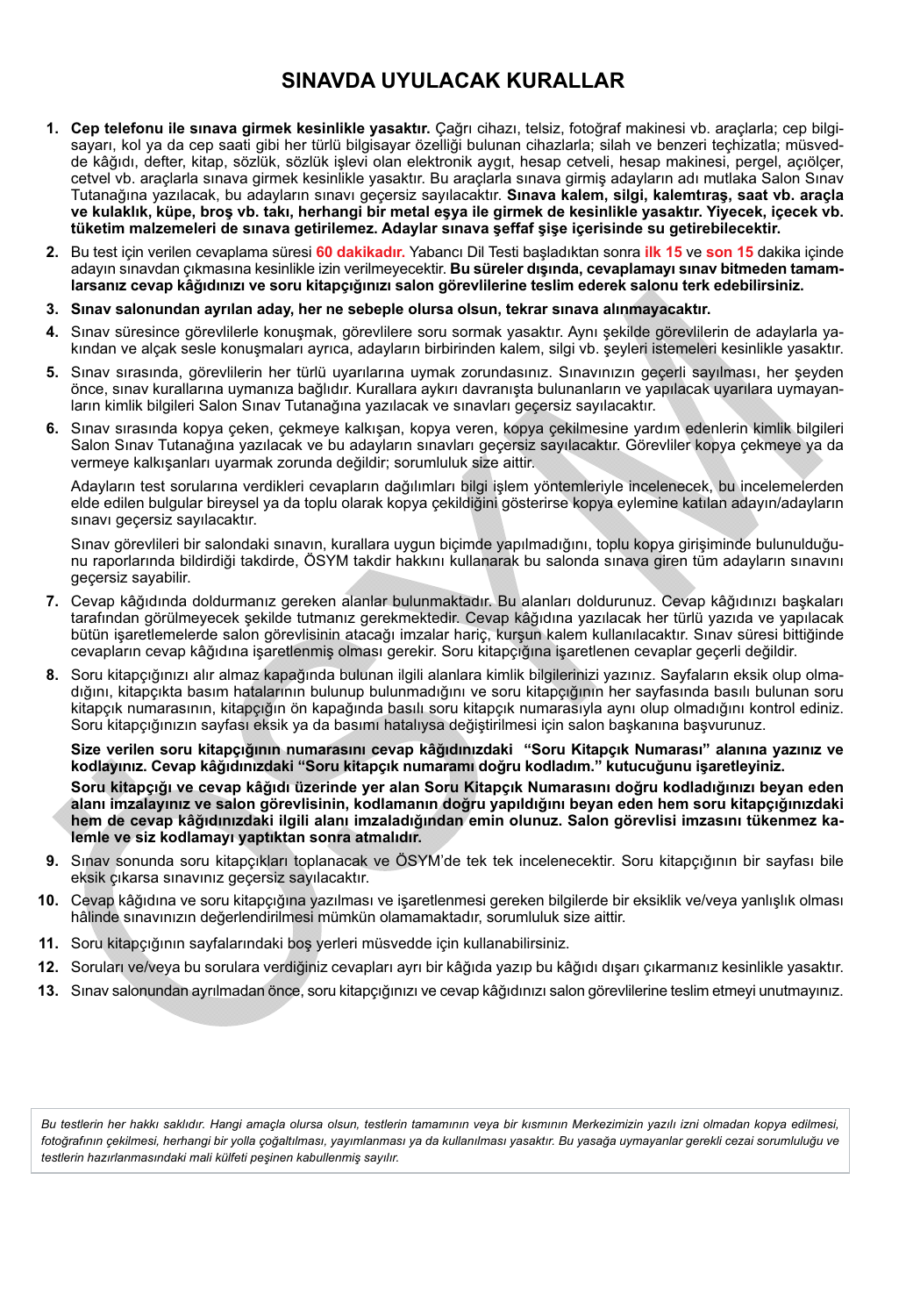# SINAVDA UYULACAK KURALLAR

1. **Cep telefonu ile sınava girmek kesinlikle yasaktır.** Çağrı cihazı, telsiz, fotoğraf makinesi vb. araçlarla; cep bilgisayarı, kol ya da cep saati gibi her türlü bilgisayar özelliği bulunan cihazlarla; silah ve benzeri teçhizatla; müsvedde kâğıdı, defter, kitap, sözlük, sözlük işlevi olan elektronik aygıt, hesap cetveli, hesap makinesi, pergel, açıölçer, cetvel vb. araçlarla sınava girmek kesinlikle yasaktır. Bu araçlarla sınava girmiş adayların adı mutlaka Salon Sınav Tutanağına yazılacak, bu adayların sınavı geçersiz sayılacaktır. **Sınava kalem, silgi, kalemtıraş, saat vb. araçla ve kulaklık, küpe, broş vb. takı, herhangi bir metal eşya ile girmek de kesinlikle yasaktır. Yiyecek, içecek vb. tüketim malzemeleri de sınava getirilemez. Adaylar sınava şeffaf şişe içerisinde su getirebilecektir.**
2. Bu test için verilen cevaplama süresi **60 dakikadır.** Yabancı Dil Testi başladıktan sonra **ilk 15** ve **son 15** dakika içinde adayın sınavdan çıkmasına kesinlikle izin verilmeyecektir. **Bu süreler dışında, cevaplamayı sınav bitmeden tamamlarsanız cevap kâğıdınızı ve soru kitapçığınızı salon görevlilerine teslim ederek salonu terk edebilirsiniz.**
3. **Sınav salonundan ayrılan aday, her ne sebeple olursa olsun, tekrar sınava alınmayacaktır.**
4. Sınav süresince görevlilerle konuşmak, görevlilere soru sormak yasaktır. Aynı şekilde görevlilerin de adaylarla yakından ve alçak sesle konuşmaları ayrıca, adayların birbirinden kalem, silgi vb. şeyleri istemeleri kesinlikle yasaktır.
5. Sınav sırasında, görevlilerin her türlü uyarılarına uymak zorundasınız. Sınavınızın geçerli sayılması, her şeyden önce, sınav kurallarına uymanıza bağlıdır. Kurallara aykırı davranışta bulunanların ve yapılacak uyarılara uymayanların kimlik bilgileri Salon Sınav Tutanağına yazılacak ve sınavları geçersiz sayılacaktır.
6. Sınav sırasında kopya çeken, çekmeye kalkışan, kopya veren, kopya çekilmesine yardım edenlerin kimlik bilgileri Salon Sınav Tutanağına yazılacak ve bu adayların sınavları geçersiz sayılacaktır. Görevliler kopya çekmeye ya da vermeye kalkışanları uyarmak zorunda değildir; sorumluluk size aittir.

   Adayların test sorularına verdikleri cevapların dağılımları bilgi işlem yöntemleriyle incelenecek, bu incelemelerden elde edilen bulgular bireysel ya da toplu olarak kopya çekildiğini gösterirse kopya eylemine katılan adayın/adayların sınavı geçersiz sayılacaktır.

   Sınav görevlileri bir salondaki sınavın, kurallara uygun biçimde yapılmadığını, toplu kopya girişiminde bulunulduğunu raporlarında bildirdiği takdirde, ÖSYM takdir hakkını kullanarak bu salonda sınava giren tüm adayların sınavını geçersiz sayabilir.
7. Cevap kâğıdında doldurmanız gereken alanlar bulunmaktadır. Bu alanları doldurunuz. Cevap kâğıdınızı başkaları tarafından görülmeyecek şekilde tutmanız gerekmektedir. Cevap kâğıdına yazılacak her türlü yazıda ve yapılacak bütün işaretlemelerde salon görevlisinin atacağı imzalar hariç, kurşun kalem kullanılacaktır. Sınav süresi bittiğinde cevapların cevap kâğıdına işaretlenmiş olması gerekir. Soru kitapçığına işaretlenen cevaplar geçerli değildir.
8. Soru kitapçığınızı alır almaz kapağında bulunan ilgili alanlara kimlik bilgilerinizi yazınız. Sayfaların eksik olup olmadığını, kitapçıkta basım hatalarının bulunup bulunmadığını ve soru kitapçığının her sayfasında basılı bulunan soru kitapçık numarasının, kitapçığın ön kapağında basılı soru kitapçık numarasıyla aynı olup olmadığını kontrol ediniz. Soru kitapçığınızın sayfası eksik ya da basımı hatalıysa değiştirilmesi için salon başkanına başvurunuz.

   **Size verilen soru kitapçığının numarasını cevap kâğıdınızdaki "Soru Kitapçık Numarası" alanına yazınız ve kodlayınız. Cevap kâğıdınızdaki "Soru kitapçık numaramı doğru kodladım." kutucuğunu işaretleyiniz.**

   **Soru kitapçığı ve cevap kâğıdı üzerinde yer alan Soru Kitapçık Numarasını doğru kodladığınızı beyan eden alanı imzalayınız ve salon görevlisinin, kodlamanın doğru yapıldığını beyan eden hem soru kitapçığınızdaki hem de cevap kâğıdınızdaki ilgili alanı imzaladığından emin olunuz. Salon görevlisi imzasını tükenmez kalemle ve siz kodlamayı yaptıktan sonra atmalıdır.**
9. Sınav sonunda soru kitapçıkları toplanacak ve ÖSYM'de tek tek incelenecektir. Soru kitapçığının bir sayfası bile eksik çıkarsa sınavınız geçersiz sayılacaktır.
10. Cevap kâğıdına ve soru kitapçığına yazılması ve işaretlenmesi gereken bilgilerde bir eksiklik ve/veya yanlışlık olması hâlinde sınavınızın değerlendirilmesi mümkün olamamaktadır, sorumluluk size aittir.
11. Soru kitapçığının sayfalarındaki boş yerleri müsvedde için kullanabilirsiniz.
12. Soruları ve/veya bu sorulara verdiğiniz cevapları ayrı bir kâğıda yazıp bu kâğıdı dışarı çıkarmanız kesinlikle yasaktır.
13. Sınav salonundan ayrılmadan önce, soru kitapçığınızı ve cevap kâğıdınızı salon görevlilerine teslim etmeyi unutmayınız.

*Bu testlerin her hakkı saklıdır. Hangi amaçla olursa olsun, testlerin tamamının veya bir kısmının Merkezimizin yazılı izni olmadan kopya edilmesi, fotoğrafının çekilmesi, herhangi bir yolla çoğaltılması, yayımlanması ya da kullanılması yasaktır. Bu yasağa uymayanlar gerekli cezai sorumluluğu ve testlerin hazırlanmasındaki mali külfeti peşinen kabullenmiş sayılır.*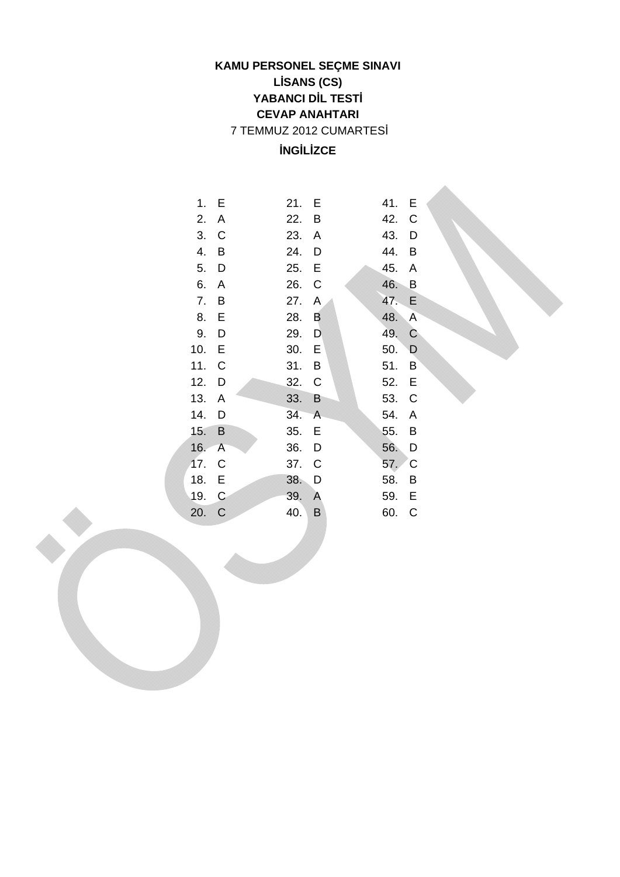**KAMU PERSONEL SEÇME SINAVI**
**LİSANS (CS)**
**YABANCI DİL TESTİ**
**CEVAP ANAHTARI**

7 TEMMUZ 2012 CUMARTESİ

**İNGİLİZCE**

| | | | | | |
|---|---|---|---|---|---|
| 1. | E | 21. | E | 41. | E |
| 2. | A | 22. | B | 42. | C |
| 3. | C | 23. | A | 43. | D |
| 4. | B | 24. | D | 44. | B |
| 5. | D | 25. | E | 45. | A |
| 6. | A | 26. | C | 46. | B |
| 7. | B | 27. | A | 47. | E |
| 8. | E | 28. | B | 48. | A |
| 9. | D | 29. | D | 49. | C |
| 10. | E | 30. | E | 50. | D |
| 11. | C | 31. | B | 51. | B |
| 12. | D | 32. | C | 52. | E |
| 13. | A | 33. | B | 53. | C |
| 14. | D | 34. | A | 54. | A |
| 15. | B | 35. | E | 55. | B |
| 16. | A | 36. | D | 56. | D |
| 17. | C | 37. | C | 57. | C |
| 18. | E | 38. | D | 58. | B |
| 19. | C | 39. | A | 59. | E |
| 20. | C | 40. | B | 60. | C |

ÖSYM